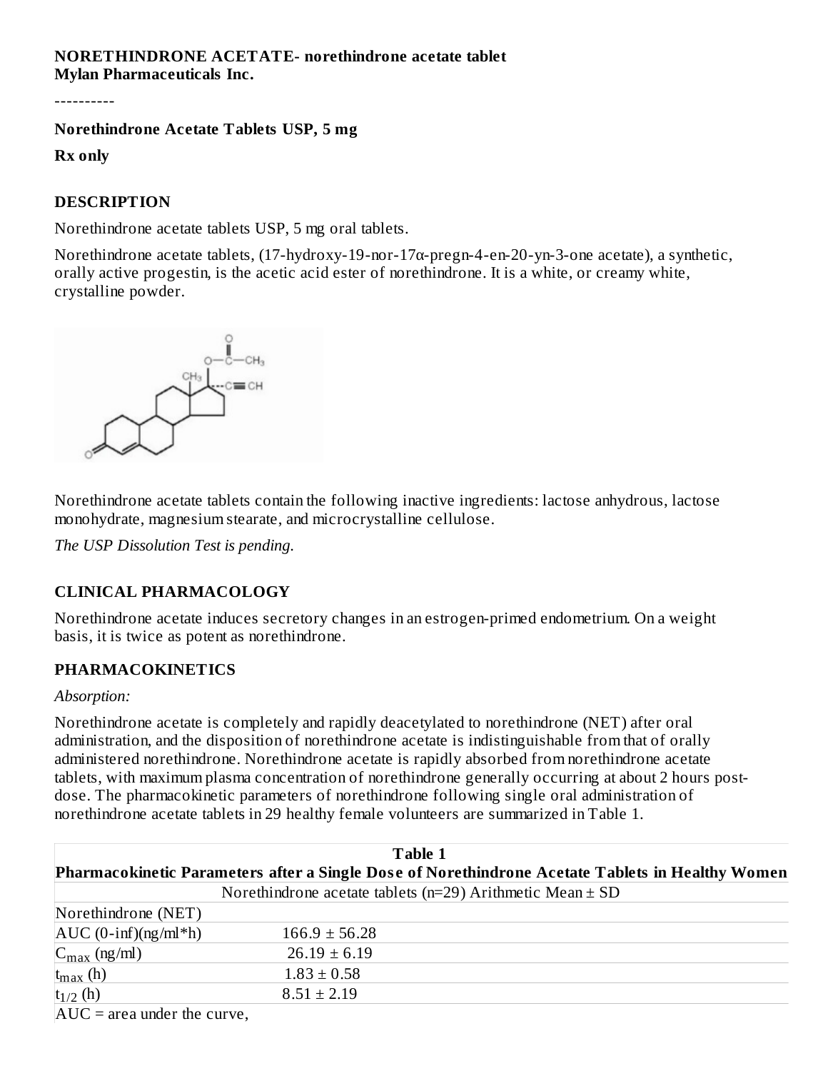**NORETHINDRONE ACETATE- norethindrone acetate tablet**
**Mylan Pharmaceuticals Inc.**

----------

**Norethindrone Acetate Tablets USP, 5 mg**

**Rx only**

## DESCRIPTION

Norethindrone acetate tablets USP, 5 mg oral tablets.

Norethindrone acetate tablets, (17-hydroxy-19-nor-17α-pregn-4-en-20-yn-3-one acetate), a synthetic, orally active progestin, is the acetic acid ester of norethindrone. It is a white, or creamy white, crystalline powder.

Norethindrone acetate tablets contain the following inactive ingredients: lactose anhydrous, lactose monohydrate, magnesium stearate, and microcrystalline cellulose.

*The USP Dissolution Test is pending.*

## CLINICAL PHARMACOLOGY

Norethindrone acetate induces secretory changes in an estrogen-primed endometrium. On a weight basis, it is twice as potent as norethindrone.

## PHARMACOKINETICS

*Absorption:*

Norethindrone acetate is completely and rapidly deacetylated to norethindrone (NET) after oral administration, and the disposition of norethindrone acetate is indistinguishable from that of orally administered norethindrone. Norethindrone acetate is rapidly absorbed from norethindrone acetate tablets, with maximum plasma concentration of norethindrone generally occurring at about 2 hours post-dose. The pharmacokinetic parameters of norethindrone following single oral administration of norethindrone acetate tablets in 29 healthy female volunteers are summarized in Table 1.

**Table 1**
**Pharmacokinetic Parameters after a Single Dose of Norethindrone Acetate Tablets in Healthy Women**

| | Norethindrone acetate tablets (n=29) Arithmetic Mean ± SD |
|---|---|
| Norethindrone (NET) | |
| AUC (0-inf)(ng/ml*h) | 166.9 ± 56.28 |
| $C_{max}$ (ng/ml) | 26.19 ± 6.19 |
| $t_{max}$ (h) | 1.83 ± 0.58 |
| $t_{1/2}$ (h) | 8.51 ± 2.19 |

AUC = area under the curve,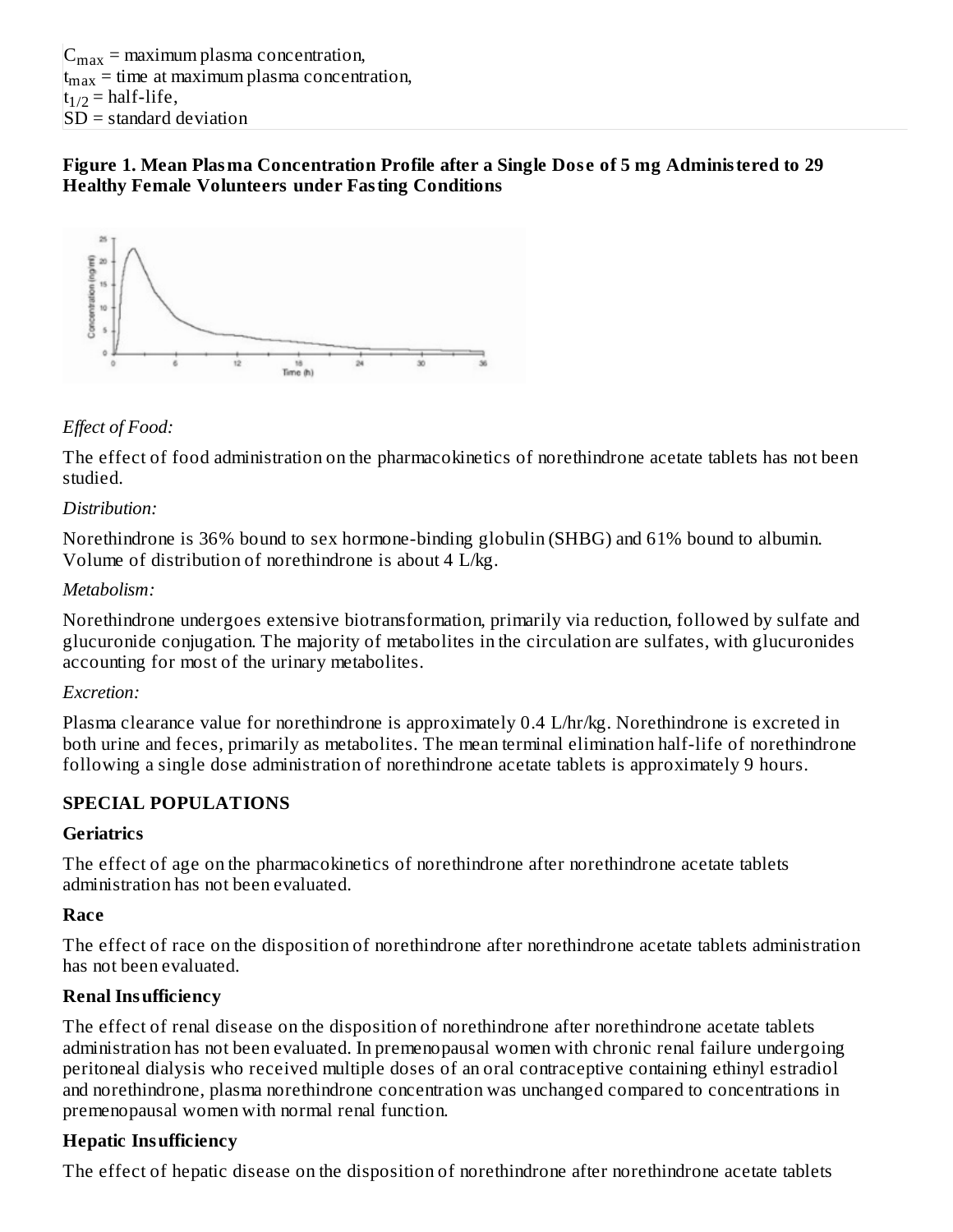$C_{max}$ = maximum plasma concentration,
$t_{max}$ = time at maximum plasma concentration,
$t_{1/2}$ = half-life,
SD = standard deviation

**Figure 1. Mean Plasma Concentration Profile after a Single Dose of 5 mg Administered to 29 Healthy Female Volunteers under Fasting Conditions**

*Effect of Food:*

The effect of food administration on the pharmacokinetics of norethindrone acetate tablets has not been studied.

*Distribution:*

Norethindrone is 36% bound to sex hormone-binding globulin (SHBG) and 61% bound to albumin. Volume of distribution of norethindrone is about 4 L/kg.

*Metabolism:*

Norethindrone undergoes extensive biotransformation, primarily via reduction, followed by sulfate and glucuronide conjugation. The majority of metabolites in the circulation are sulfates, with glucuronides accounting for most of the urinary metabolites.

*Excretion:*

Plasma clearance value for norethindrone is approximately 0.4 L/hr/kg. Norethindrone is excreted in both urine and feces, primarily as metabolites. The mean terminal elimination half-life of norethindrone following a single dose administration of norethindrone acetate tablets is approximately 9 hours.

## SPECIAL POPULATIONS

### Geriatrics

The effect of age on the pharmacokinetics of norethindrone after norethindrone acetate tablets administration has not been evaluated.

### Race

The effect of race on the disposition of norethindrone after norethindrone acetate tablets administration has not been evaluated.

### Renal Insufficiency

The effect of renal disease on the disposition of norethindrone after norethindrone acetate tablets administration has not been evaluated. In premenopausal women with chronic renal failure undergoing peritoneal dialysis who received multiple doses of an oral contraceptive containing ethinyl estradiol and norethindrone, plasma norethindrone concentration was unchanged compared to concentrations in premenopausal women with normal renal function.

### Hepatic Insufficiency

The effect of hepatic disease on the disposition of norethindrone after norethindrone acetate tablets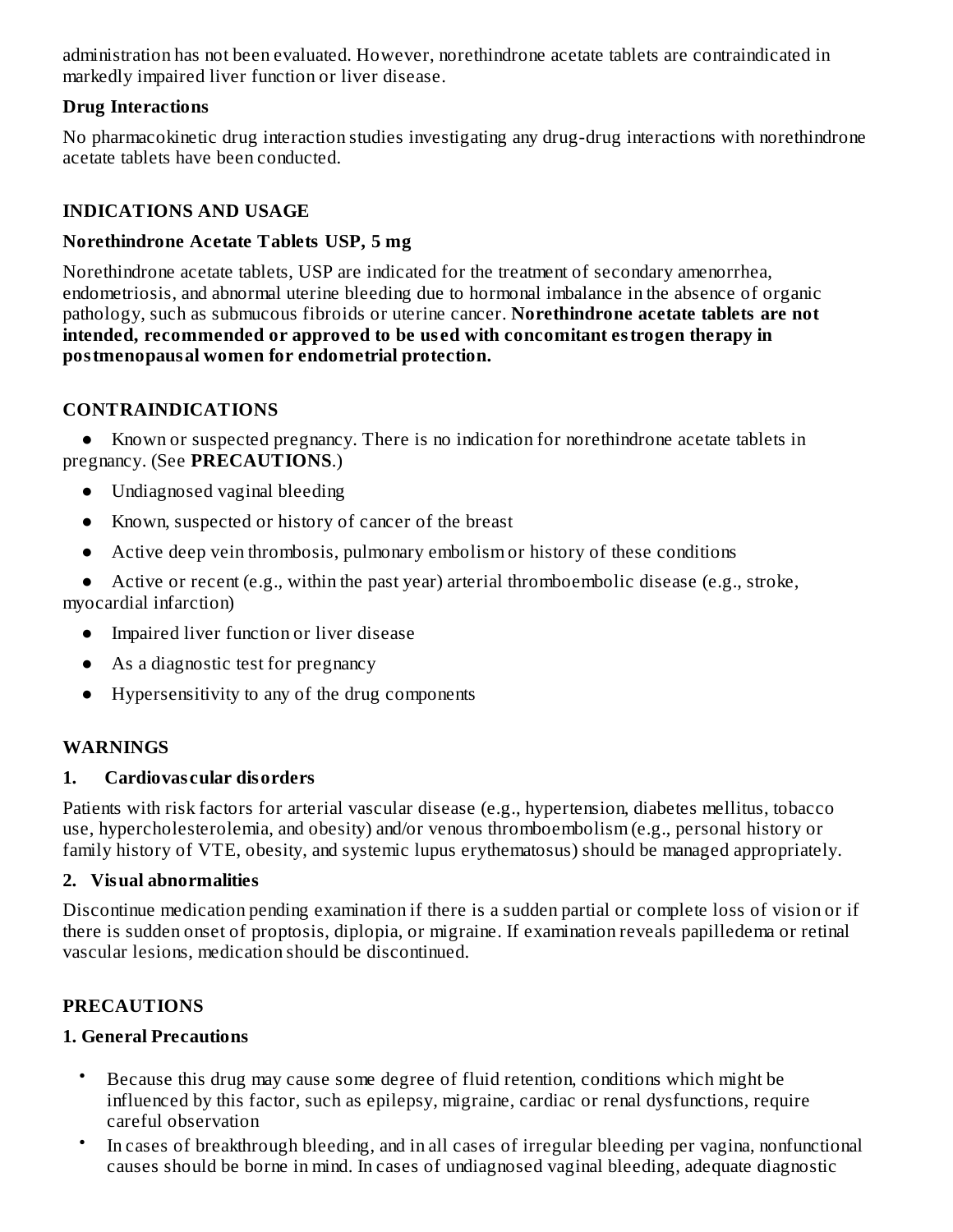administration has not been evaluated. However, norethindrone acetate tablets are contraindicated in markedly impaired liver function or liver disease.

**Drug Interactions**

No pharmacokinetic drug interaction studies investigating any drug-drug interactions with norethindrone acetate tablets have been conducted.

## INDICATIONS AND USAGE

**Norethindrone Acetate Tablets USP, 5 mg**

Norethindrone acetate tablets, USP are indicated for the treatment of secondary amenorrhea, endometriosis, and abnormal uterine bleeding due to hormonal imbalance in the absence of organic pathology, such as submucous fibroids or uterine cancer. **Norethindrone acetate tablets are not intended, recommended or approved to be used with concomitant estrogen therapy in postmenopausal women for endometrial protection.**

## CONTRAINDICATIONS

- Known or suspected pregnancy. There is no indication for norethindrone acetate tablets in pregnancy. (See **PRECAUTIONS**.)
- Undiagnosed vaginal bleeding
- Known, suspected or history of cancer of the breast
- Active deep vein thrombosis, pulmonary embolism or history of these conditions
- Active or recent (e.g., within the past year) arterial thromboembolic disease (e.g., stroke, myocardial infarction)
- Impaired liver function or liver disease
- As a diagnostic test for pregnancy
- Hypersensitivity to any of the drug components

## WARNINGS

**1. Cardiovascular disorders**

Patients with risk factors for arterial vascular disease (e.g., hypertension, diabetes mellitus, tobacco use, hypercholesterolemia, and obesity) and/or venous thromboembolism (e.g., personal history or family history of VTE, obesity, and systemic lupus erythematosus) should be managed appropriately.

**2. Visual abnormalities**

Discontinue medication pending examination if there is a sudden partial or complete loss of vision or if there is sudden onset of proptosis, diplopia, or migraine. If examination reveals papilledema or retinal vascular lesions, medication should be discontinued.

## PRECAUTIONS

**1. General Precautions**

- Because this drug may cause some degree of fluid retention, conditions which might be influenced by this factor, such as epilepsy, migraine, cardiac or renal dysfunctions, require careful observation
- In cases of breakthrough bleeding, and in all cases of irregular bleeding per vagina, nonfunctional causes should be borne in mind. In cases of undiagnosed vaginal bleeding, adequate diagnostic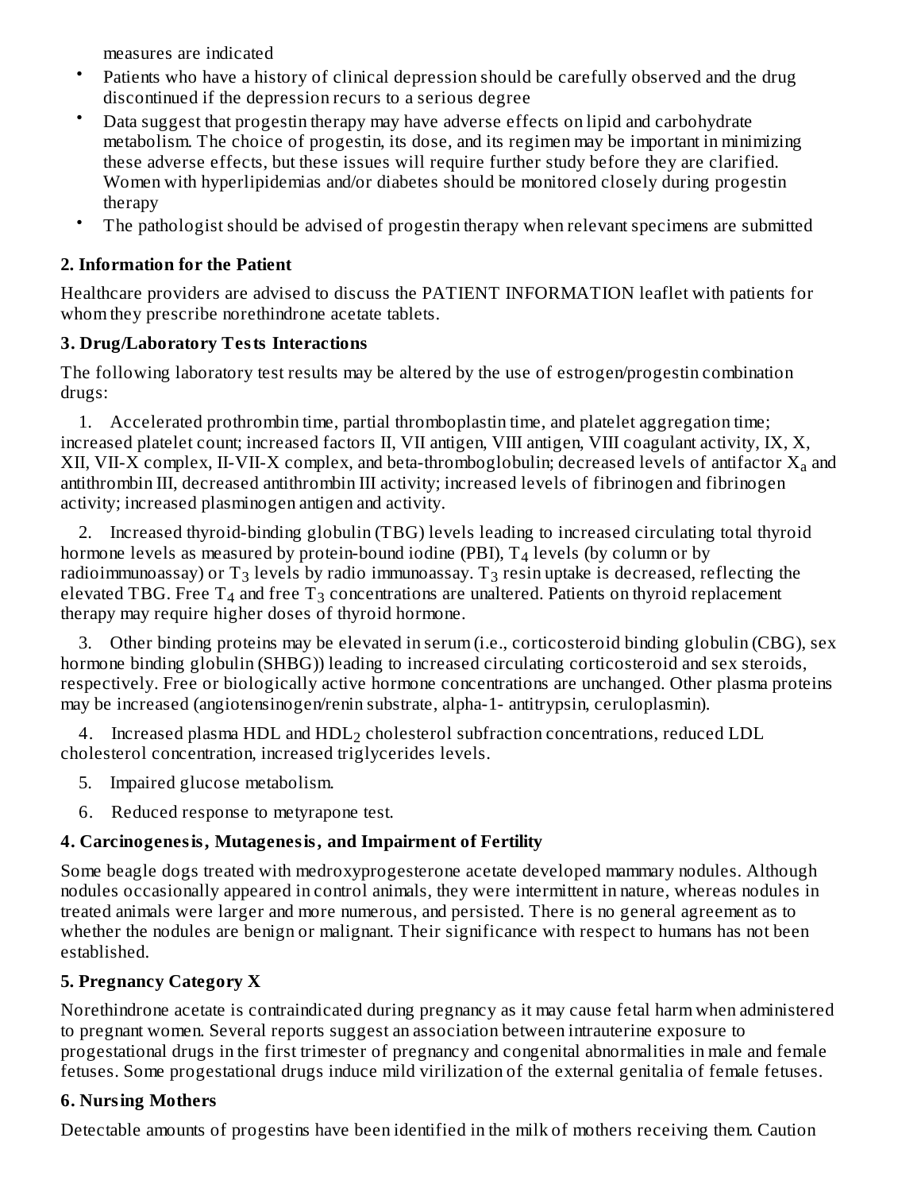measures are indicated

- Patients who have a history of clinical depression should be carefully observed and the drug discontinued if the depression recurs to a serious degree
- Data suggest that progestin therapy may have adverse effects on lipid and carbohydrate metabolism. The choice of progestin, its dose, and its regimen may be important in minimizing these adverse effects, but these issues will require further study before they are clarified. Women with hyperlipidemias and/or diabetes should be monitored closely during progestin therapy
- The pathologist should be advised of progestin therapy when relevant specimens are submitted

**2. Information for the Patient**

Healthcare providers are advised to discuss the PATIENT INFORMATION leaflet with patients for whom they prescribe norethindrone acetate tablets.

**3. Drug/Laboratory Tests Interactions**

The following laboratory test results may be altered by the use of estrogen/progestin combination drugs:

1. Accelerated prothrombin time, partial thromboplastin time, and platelet aggregation time; increased platelet count; increased factors II, VII antigen, VIII antigen, VIII coagulant activity, IX, X, XII, VII-X complex, II-VII-X complex, and beta-thromboglobulin; decreased levels of antifactor $X_a$ and antithrombin III, decreased antithrombin III activity; increased levels of fibrinogen and fibrinogen activity; increased plasminogen antigen and activity.

2. Increased thyroid-binding globulin (TBG) levels leading to increased circulating total thyroid hormone levels as measured by protein-bound iodine (PBI), $T_4$ levels (by column or by radioimmunoassay) or $T_3$ levels by radio immunoassay. $T_3$ resin uptake is decreased, reflecting the elevated TBG. Free $T_4$ and free $T_3$ concentrations are unaltered. Patients on thyroid replacement therapy may require higher doses of thyroid hormone.

3. Other binding proteins may be elevated in serum (i.e., corticosteroid binding globulin (CBG), sex hormone binding globulin (SHBG)) leading to increased circulating corticosteroid and sex steroids, respectively. Free or biologically active hormone concentrations are unchanged. Other plasma proteins may be increased (angiotensinogen/renin substrate, alpha-1- antitrypsin, ceruloplasmin).

4. Increased plasma HDL and $HDL_2$ cholesterol subfraction concentrations, reduced LDL cholesterol concentration, increased triglycerides levels.

5. Impaired glucose metabolism.

6. Reduced response to metyrapone test.

**4. Carcinogenesis, Mutagenesis, and Impairment of Fertility**

Some beagle dogs treated with medroxyprogesterone acetate developed mammary nodules. Although nodules occasionally appeared in control animals, they were intermittent in nature, whereas nodules in treated animals were larger and more numerous, and persisted. There is no general agreement as to whether the nodules are benign or malignant. Their significance with respect to humans has not been established.

**5. Pregnancy Category X**

Norethindrone acetate is contraindicated during pregnancy as it may cause fetal harm when administered to pregnant women. Several reports suggest an association between intrauterine exposure to progestational drugs in the first trimester of pregnancy and congenital abnormalities in male and female fetuses. Some progestational drugs induce mild virilization of the external genitalia of female fetuses.

**6. Nursing Mothers**

Detectable amounts of progestins have been identified in the milk of mothers receiving them. Caution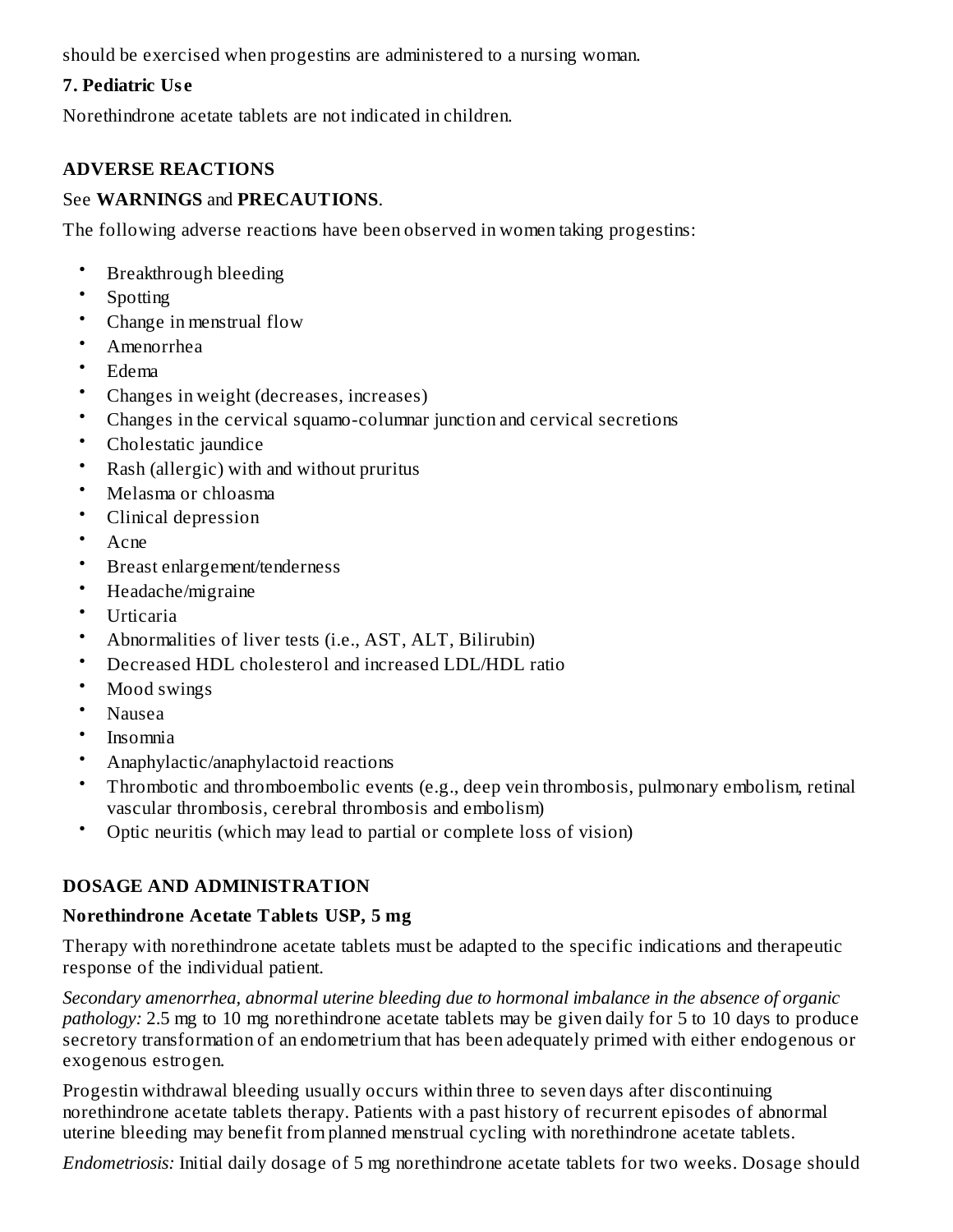should be exercised when progestins are administered to a nursing woman.

**7. Pediatric Use**

Norethindrone acetate tablets are not indicated in children.

## ADVERSE REACTIONS

See **WARNINGS** and **PRECAUTIONS**.

The following adverse reactions have been observed in women taking progestins:

- Breakthrough bleeding
- Spotting
- Change in menstrual flow
- Amenorrhea
- Edema
- Changes in weight (decreases, increases)
- Changes in the cervical squamo-columnar junction and cervical secretions
- Cholestatic jaundice
- Rash (allergic) with and without pruritus
- Melasma or chloasma
- Clinical depression
- Acne
- Breast enlargement/tenderness
- Headache/migraine
- Urticaria
- Abnormalities of liver tests (i.e., AST, ALT, Bilirubin)
- Decreased HDL cholesterol and increased LDL/HDL ratio
- Mood swings
- Nausea
- Insomnia
- Anaphylactic/anaphylactoid reactions
- Thrombotic and thromboembolic events (e.g., deep vein thrombosis, pulmonary embolism, retinal vascular thrombosis, cerebral thrombosis and embolism)
- Optic neuritis (which may lead to partial or complete loss of vision)

## DOSAGE AND ADMINISTRATION

**Norethindrone Acetate Tablets USP, 5 mg**

Therapy with norethindrone acetate tablets must be adapted to the specific indications and therapeutic response of the individual patient.

*Secondary amenorrhea, abnormal uterine bleeding due to hormonal imbalance in the absence of organic pathology:* 2.5 mg to 10 mg norethindrone acetate tablets may be given daily for 5 to 10 days to produce secretory transformation of an endometrium that has been adequately primed with either endogenous or exogenous estrogen.

Progestin withdrawal bleeding usually occurs within three to seven days after discontinuing norethindrone acetate tablets therapy. Patients with a past history of recurrent episodes of abnormal uterine bleeding may benefit from planned menstrual cycling with norethindrone acetate tablets.

*Endometriosis:* Initial daily dosage of 5 mg norethindrone acetate tablets for two weeks. Dosage should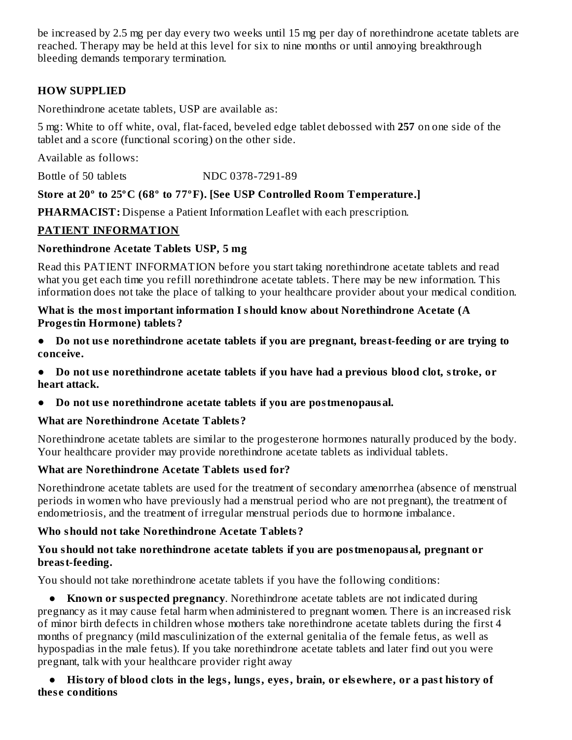be increased by 2.5 mg per day every two weeks until 15 mg per day of norethindrone acetate tablets are reached. Therapy may be held at this level for six to nine months or until annoying breakthrough bleeding demands temporary termination.

## HOW SUPPLIED

Norethindrone acetate tablets, USP are available as:

5 mg: White to off white, oval, flat-faced, beveled edge tablet debossed with **257** on one side of the tablet and a score (functional scoring) on the other side.

Available as follows:

Bottle of 50 tablets NDC 0378-7291-89

**Store at 20° to 25°C (68° to 77°F). [See USP Controlled Room Temperature.]**

**PHARMACIST:** Dispense a Patient Information Leaflet with each prescription.

## PATIENT INFORMATION

### Norethindrone Acetate Tablets USP, 5 mg

Read this PATIENT INFORMATION before you start taking norethindrone acetate tablets and read what you get each time you refill norethindrone acetate tablets. There may be new information. This information does not take the place of talking to your healthcare provider about your medical condition.

**What is the most important information I should know about Norethindrone Acetate (A Progestin Hormone) tablets?**

- **Do not use norethindrone acetate tablets if you are pregnant, breast-feeding or are trying to conceive.**
- **Do not use norethindrone acetate tablets if you have had a previous blood clot, stroke, or heart attack.**
- **Do not use norethindrone acetate tablets if you are postmenopausal.**

**What are Norethindrone Acetate Tablets?**

Norethindrone acetate tablets are similar to the progesterone hormones naturally produced by the body. Your healthcare provider may provide norethindrone acetate tablets as individual tablets.

**What are Norethindrone Acetate Tablets used for?**

Norethindrone acetate tablets are used for the treatment of secondary amenorrhea (absence of menstrual periods in women who have previously had a menstrual period who are not pregnant), the treatment of endometriosis, and the treatment of irregular menstrual periods due to hormone imbalance.

**Who should not take Norethindrone Acetate Tablets?**

**You should not take norethindrone acetate tablets if you are postmenopausal, pregnant or breast-feeding.**

You should not take norethindrone acetate tablets if you have the following conditions:

- **Known or suspected pregnancy**. Norethindrone acetate tablets are not indicated during pregnancy as it may cause fetal harm when administered to pregnant women. There is an increased risk of minor birth defects in children whose mothers take norethindrone acetate tablets during the first 4 months of pregnancy (mild masculinization of the external genitalia of the female fetus, as well as hypospadias in the male fetus). If you take norethindrone acetate tablets and later find out you were pregnant, talk with your healthcare provider right away
- **History of blood clots in the legs, lungs, eyes, brain, or elsewhere, or a past history of these conditions**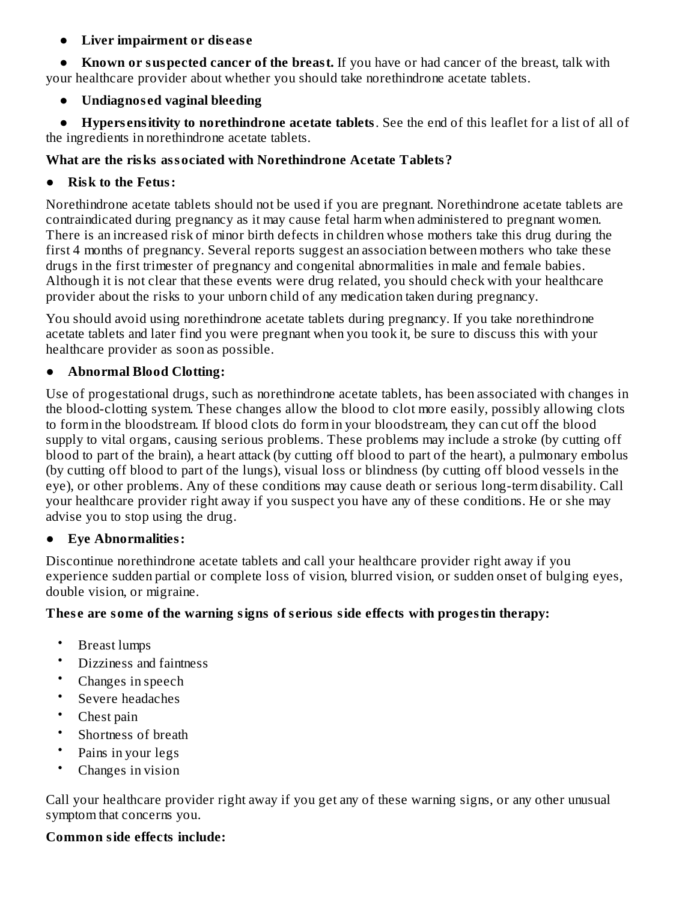- **Liver impairment or disease**
- **Known or suspected cancer of the breast.** If you have or had cancer of the breast, talk with your healthcare provider about whether you should take norethindrone acetate tablets.
- **Undiagnosed vaginal bleeding**
- **Hypersensitivity to norethindrone acetate tablets**. See the end of this leaflet for a list of all of the ingredients in norethindrone acetate tablets.

**What are the risks associated with Norethindrone Acetate Tablets?**

- **Risk to the Fetus:**

Norethindrone acetate tablets should not be used if you are pregnant. Norethindrone acetate tablets are contraindicated during pregnancy as it may cause fetal harm when administered to pregnant women. There is an increased risk of minor birth defects in children whose mothers take this drug during the first 4 months of pregnancy. Several reports suggest an association between mothers who take these drugs in the first trimester of pregnancy and congenital abnormalities in male and female babies. Although it is not clear that these events were drug related, you should check with your healthcare provider about the risks to your unborn child of any medication taken during pregnancy.

You should avoid using norethindrone acetate tablets during pregnancy. If you take norethindrone acetate tablets and later find you were pregnant when you took it, be sure to discuss this with your healthcare provider as soon as possible.

- **Abnormal Blood Clotting:**

Use of progestational drugs, such as norethindrone acetate tablets, has been associated with changes in the blood-clotting system. These changes allow the blood to clot more easily, possibly allowing clots to form in the bloodstream. If blood clots do form in your bloodstream, they can cut off the blood supply to vital organs, causing serious problems. These problems may include a stroke (by cutting off blood to part of the brain), a heart attack (by cutting off blood to part of the heart), a pulmonary embolus (by cutting off blood to part of the lungs), visual loss or blindness (by cutting off blood vessels in the eye), or other problems. Any of these conditions may cause death or serious long-term disability. Call your healthcare provider right away if you suspect you have any of these conditions. He or she may advise you to stop using the drug.

- **Eye Abnormalities:**

Discontinue norethindrone acetate tablets and call your healthcare provider right away if you experience sudden partial or complete loss of vision, blurred vision, or sudden onset of bulging eyes, double vision, or migraine.

**These are some of the warning signs of serious side effects with progestin therapy:**

- Breast lumps
- Dizziness and faintness
- Changes in speech
- Severe headaches
- Chest pain
- Shortness of breath
- Pains in your legs
- Changes in vision

Call your healthcare provider right away if you get any of these warning signs, or any other unusual symptom that concerns you.

**Common side effects include:**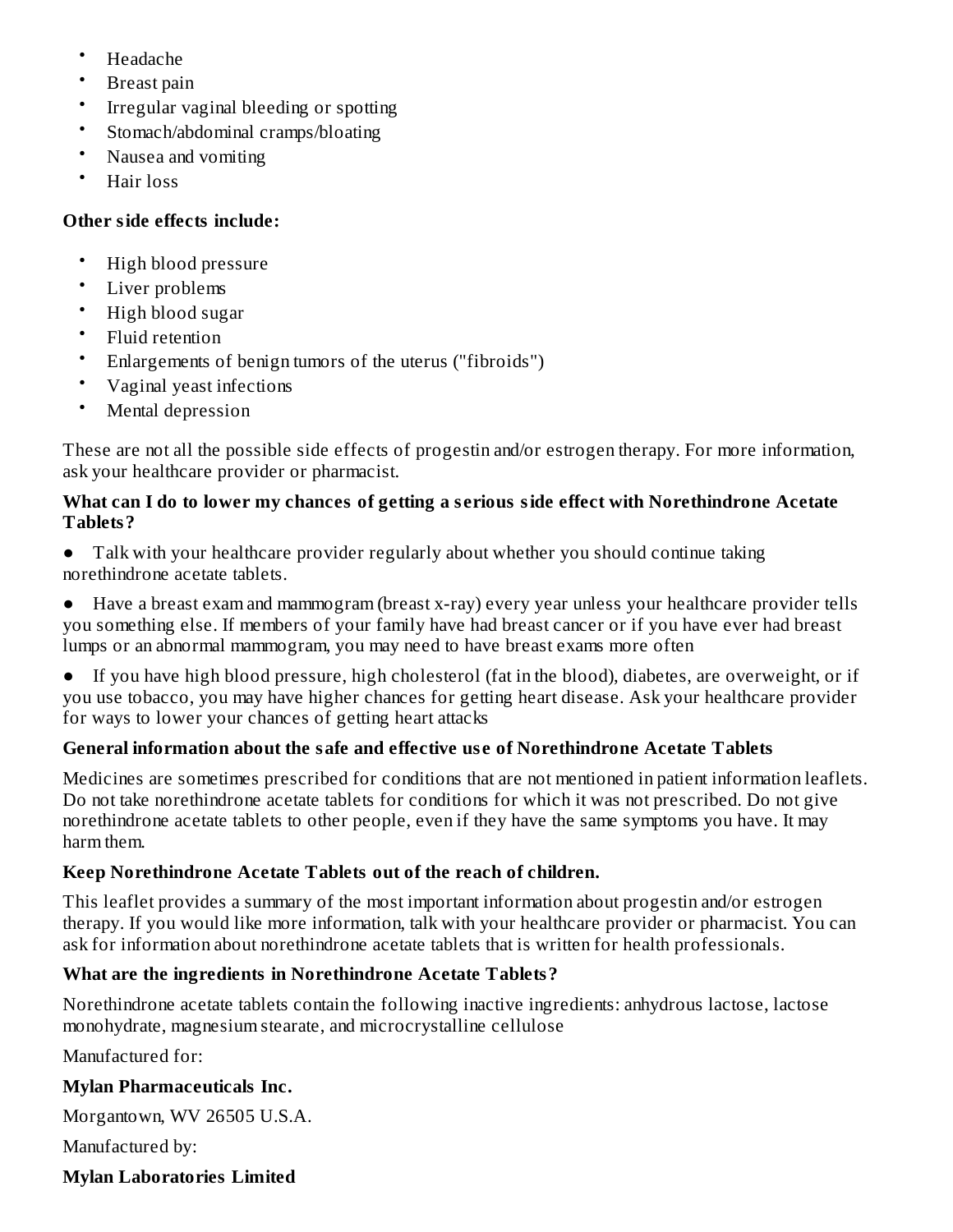- Headache
- Breast pain
- Irregular vaginal bleeding or spotting
- Stomach/abdominal cramps/bloating
- Nausea and vomiting
- Hair loss

**Other side effects include:**

- High blood pressure
- Liver problems
- High blood sugar
- Fluid retention
- Enlargements of benign tumors of the uterus ("fibroids")
- Vaginal yeast infections
- Mental depression

These are not all the possible side effects of progestin and/or estrogen therapy. For more information, ask your healthcare provider or pharmacist.

**What can I do to lower my chances of getting a serious side effect with Norethindrone Acetate Tablets?**

● Talk with your healthcare provider regularly about whether you should continue taking norethindrone acetate tablets.

● Have a breast exam and mammogram (breast x-ray) every year unless your healthcare provider tells you something else. If members of your family have had breast cancer or if you have ever had breast lumps or an abnormal mammogram, you may need to have breast exams more often

● If you have high blood pressure, high cholesterol (fat in the blood), diabetes, are overweight, or if you use tobacco, you may have higher chances for getting heart disease. Ask your healthcare provider for ways to lower your chances of getting heart attacks

**General information about the safe and effective use of Norethindrone Acetate Tablets**

Medicines are sometimes prescribed for conditions that are not mentioned in patient information leaflets. Do not take norethindrone acetate tablets for conditions for which it was not prescribed. Do not give norethindrone acetate tablets to other people, even if they have the same symptoms you have. It may harm them.

**Keep Norethindrone Acetate Tablets out of the reach of children.**

This leaflet provides a summary of the most important information about progestin and/or estrogen therapy. If you would like more information, talk with your healthcare provider or pharmacist. You can ask for information about norethindrone acetate tablets that is written for health professionals.

**What are the ingredients in Norethindrone Acetate Tablets?**

Norethindrone acetate tablets contain the following inactive ingredients: anhydrous lactose, lactose monohydrate, magnesium stearate, and microcrystalline cellulose

Manufactured for:

**Mylan Pharmaceuticals Inc.**

Morgantown, WV 26505 U.S.A.

Manufactured by:

**Mylan Laboratories Limited**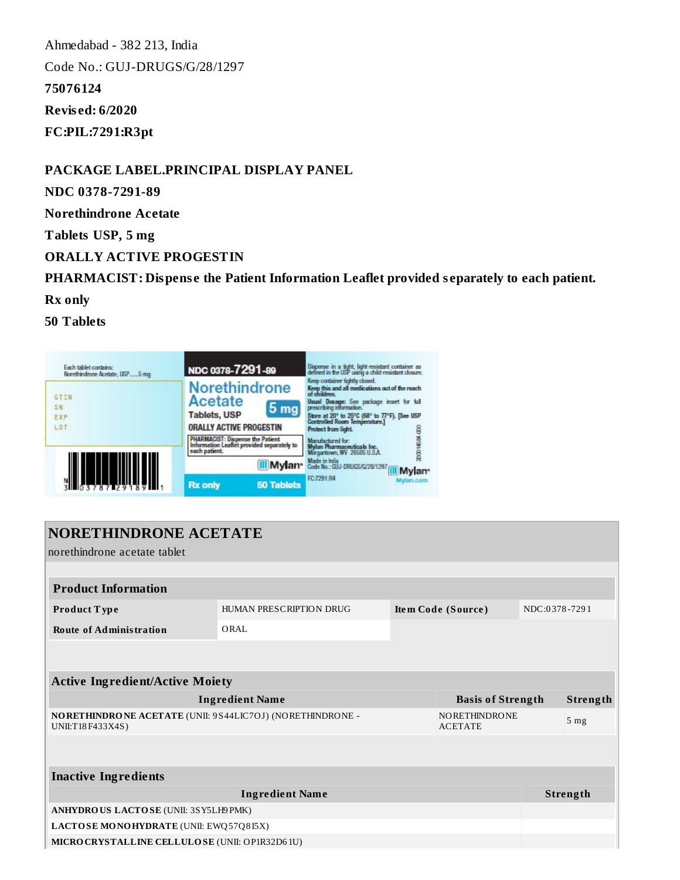Ahmedabad - 382 213, India

Code No.: GUJ-DRUGS/G/28/1297

**75076124**

**Revised: 6/2020**

**FC:PIL:7291:R3pt**

## PACKAGE LABEL.PRINCIPAL DISPLAY PANEL

**NDC 0378-7291-89**

**Norethindrone Acetate**

**Tablets USP, 5 mg**

**ORALLY ACTIVE PROGESTIN**

**PHARMACIST: Dispense the Patient Information Leaflet provided separately to each patient.**

**Rx only**

**50 Tablets**

## NORETHINDRONE ACETATE

norethindrone acetate tablet

| Product Information | | | |
|---|---|---|---|
| **Product Type** | HUMAN PRESCRIPTION DRUG | **Item Code (Source)** | NDC:0378-7291 |
| **Route of Administration** | ORAL | | |

| Active Ingredient/Active Moiety | | |
|---|---|---|
| **Ingredient Name** | **Basis of Strength** | **Strength** |
| **NORETHINDRONE ACETATE** (UNII: 9S44LIC7OJ) (NORETHINDRONE - UNII:T18F433X4S) | NORETHINDRONE ACETATE | 5 mg |

| Inactive Ingredients | |
|---|---|
| **Ingredient Name** | **Strength** |
| **ANHYDROUS LACTOSE** (UNII: 3SY5LH9PMK) | |
| **LACTOSE MONOHYDRATE** (UNII: EWQ57Q8I5X) | |
| **MICROCRYSTALLINE CELLULOSE** (UNII: OP1R32D61U) | |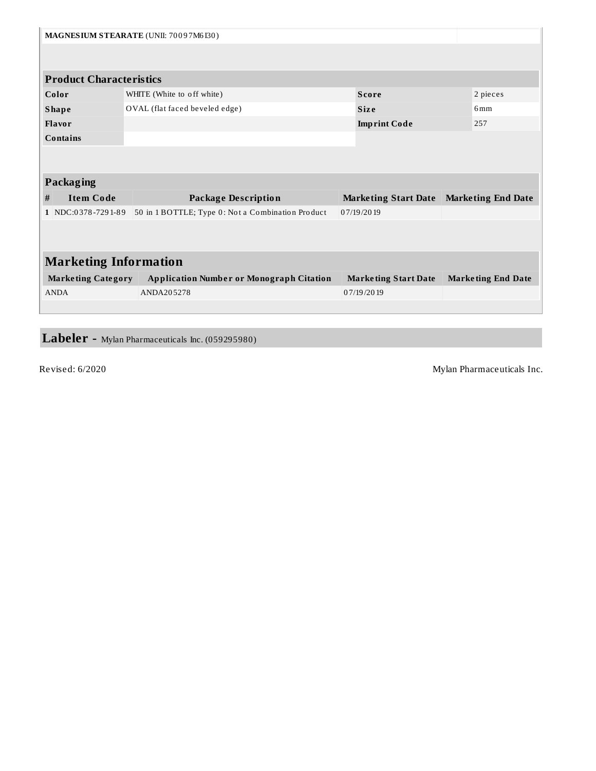| | |
|---|---|
| **MAGNESIUM STEARATE** (UNII: 70097M6I30) | |

**Product Characteristics**

| | | | |
|---|---|---|---|
| **Color** | WHITE (White to off white) | **Score** | 2 pieces |
| **Shape** | OVAL (flat faced beveled edge) | **Size** | 6mm |
| **Flavor** | | **Imprint Code** | 257 |
| **Contains** | | | |

**Packaging**

| # | Item Code | Package Description | Marketing Start Date | Marketing End Date |
|---|---|---|---|---|
| 1 | NDC:0378-7291-89 | 50 in 1 BOTTLE; Type 0: Not a Combination Product | 07/19/2019 | |

**Marketing Information**

| Marketing Category | Application Number or Monograph Citation | Marketing Start Date | Marketing End Date |
|---|---|---|---|
| ANDA | ANDA205278 | 07/19/2019 | |

**Labeler -** Mylan Pharmaceuticals Inc. (059295980)

Revised: 6/2020

Mylan Pharmaceuticals Inc.